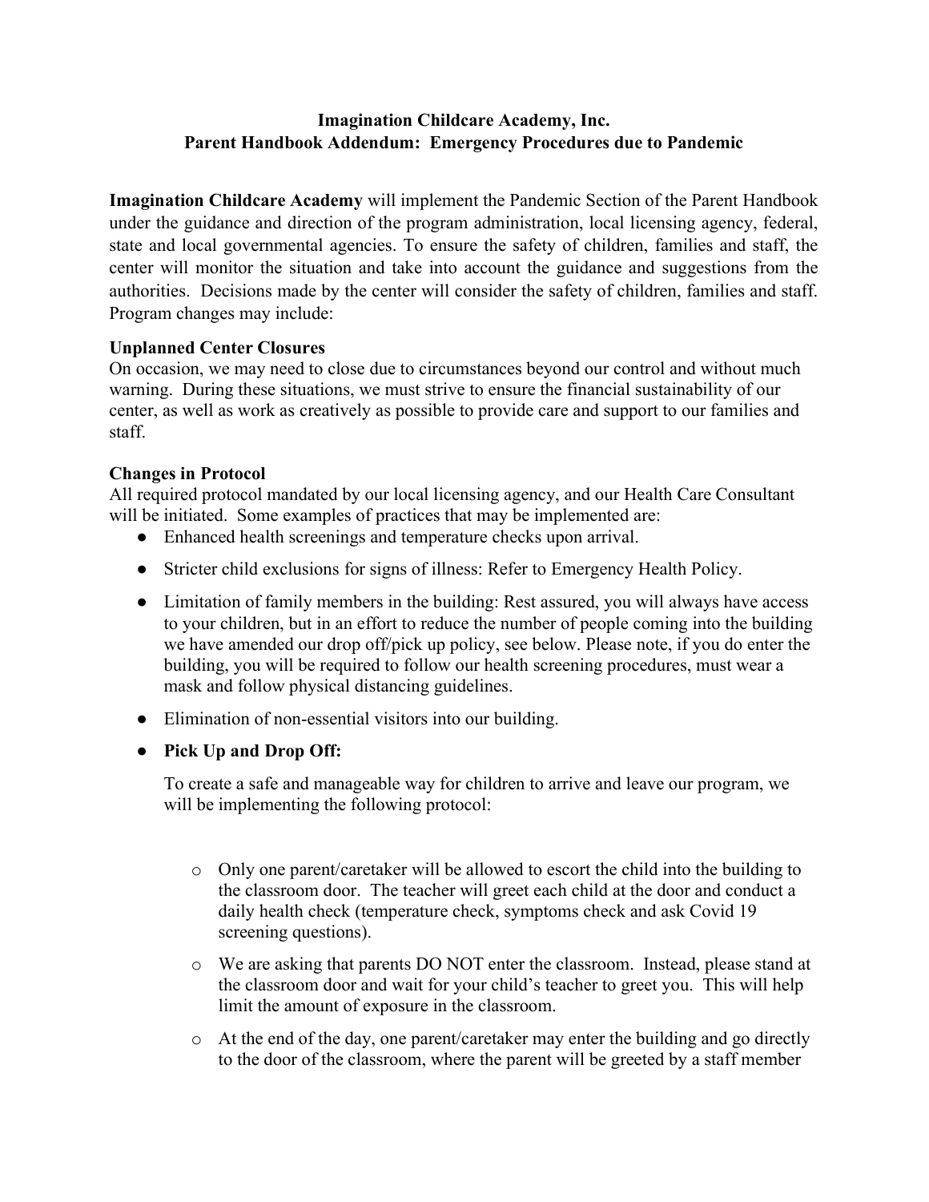**Imagination Childcare Academy, Inc.**
**Parent Handbook Addendum: Emergency Procedures due to Pandemic**

**Imagination Childcare Academy** will implement the Pandemic Section of the Parent Handbook under the guidance and direction of the program administration, local licensing agency, federal, state and local governmental agencies. To ensure the safety of children, families and staff, the center will monitor the situation and take into account the guidance and suggestions from the authorities. Decisions made by the center will consider the safety of children, families and staff. Program changes may include:

**Unplanned Center Closures**

On occasion, we may need to close due to circumstances beyond our control and without much warning. During these situations, we must strive to ensure the financial sustainability of our center, as well as work as creatively as possible to provide care and support to our families and staff.

**Changes in Protocol**

All required protocol mandated by our local licensing agency, and our Health Care Consultant will be initiated. Some examples of practices that may be implemented are:

- Enhanced health screenings and temperature checks upon arrival.
- Stricter child exclusions for signs of illness: Refer to Emergency Health Policy.
- Limitation of family members in the building: Rest assured, you will always have access to your children, but in an effort to reduce the number of people coming into the building we have amended our drop off/pick up policy, see below. Please note, if you do enter the building, you will be required to follow our health screening procedures, must wear a mask and follow physical distancing guidelines.
- Elimination of non-essential visitors into our building.
- **Pick Up and Drop Off:**

  To create a safe and manageable way for children to arrive and leave our program, we will be implementing the following protocol:

  - Only one parent/caretaker will be allowed to escort the child into the building to the classroom door. The teacher will greet each child at the door and conduct a daily health check (temperature check, symptoms check and ask Covid 19 screening questions).
  - We are asking that parents DO NOT enter the classroom. Instead, please stand at the classroom door and wait for your child's teacher to greet you. This will help limit the amount of exposure in the classroom.
  - At the end of the day, one parent/caretaker may enter the building and go directly to the door of the classroom, where the parent will be greeted by a staff member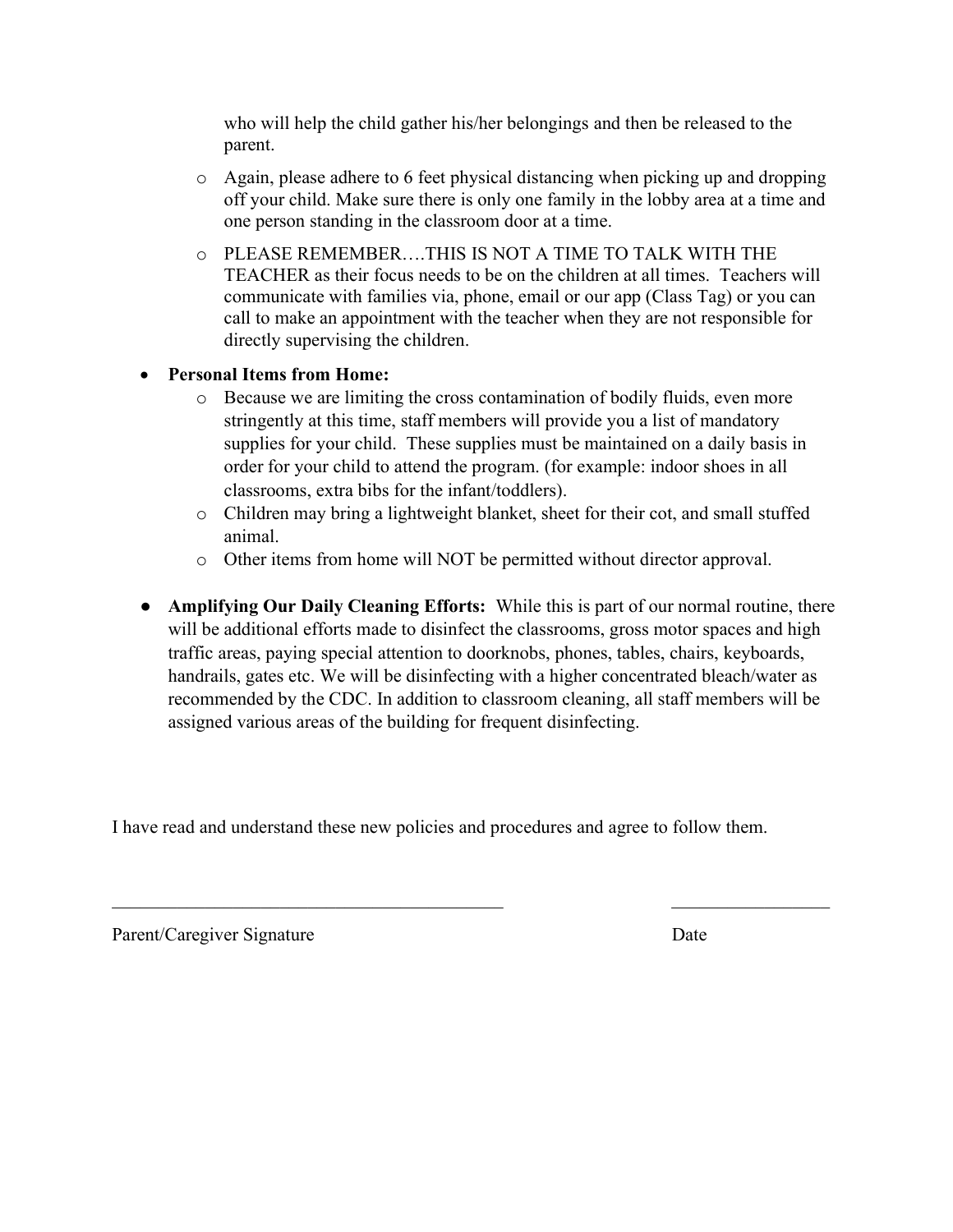who will help the child gather his/her belongings and then be released to the parent.

  - Again, please adhere to 6 feet physical distancing when picking up and dropping off your child. Make sure there is only one family in the lobby area at a time and one person standing in the classroom door at a time.
  - PLEASE REMEMBER….THIS IS NOT A TIME TO TALK WITH THE TEACHER as their focus needs to be on the children at all times. Teachers will communicate with families via, phone, email or our app (Class Tag) or you can call to make an appointment with the teacher when they are not responsible for directly supervising the children.

- **Personal Items from Home:**
  - Because we are limiting the cross contamination of bodily fluids, even more stringently at this time, staff members will provide you a list of mandatory supplies for your child. These supplies must be maintained on a daily basis in order for your child to attend the program. (for example: indoor shoes in all classrooms, extra bibs for the infant/toddlers).
  - Children may bring a lightweight blanket, sheet for their cot, and small stuffed animal.
  - Other items from home will NOT be permitted without director approval.

- **Amplifying Our Daily Cleaning Efforts:** While this is part of our normal routine, there will be additional efforts made to disinfect the classrooms, gross motor spaces and high traffic areas, paying special attention to doorknobs, phones, tables, chairs, keyboards, handrails, gates etc. We will be disinfecting with a higher concentrated bleach/water as recommended by the CDC. In addition to classroom cleaning, all staff members will be assigned various areas of the building for frequent disinfecting.

I have read and understand these new policies and procedures and agree to follow them.

_____________________________________________ __________________

Parent/Caregiver Signature Date